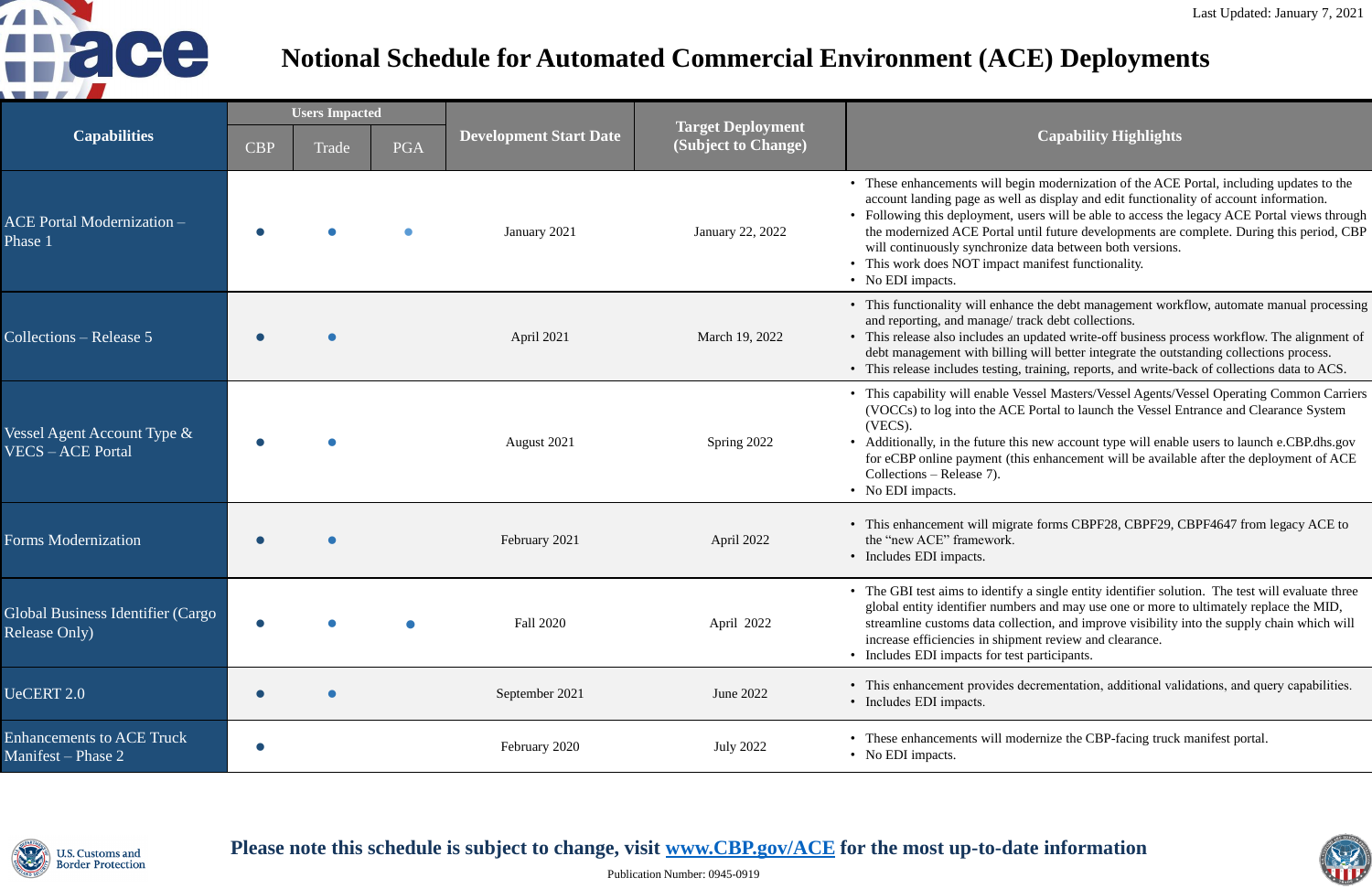Last Updated: January 7, 2021

# Notional Schedule for Automated Commercial Environment (ACE) Deployments

| Capabilities | Users Impacted | | | Development Start Date | Target Deployment (Subject to Change) | Capability Highlights |
|---|---|---|---|---|---|---|
| | CBP | Trade | PGA | | | |
| ACE Portal Modernization – Phase 1 | ● | ● | ● | January 2021 | January 22, 2022 | • These enhancements will begin modernization of the ACE Portal, including updates to the account landing page as well as display and edit functionality of account information. <br> • Following this deployment, users will be able to access the legacy ACE Portal views through the modernized ACE Portal until future developments are complete. During this period, CBP will continuously synchronize data between both versions. <br> • This work does NOT impact manifest functionality. <br> • No EDI impacts. |
| Collections – Release 5 | ● | ● | | April 2021 | March 19, 2022 | • This functionality will enhance the debt management workflow, automate manual processing and reporting, and manage/ track debt collections. <br> • This release also includes an updated write-off business process workflow. The alignment of debt management with billing will better integrate the outstanding collections process. <br> • This release includes testing, training, reports, and write-back of collections data to ACS. |
| Vessel Agent Account Type & VECS – ACE Portal | ● | ● | | August 2021 | Spring 2022 | • This capability will enable Vessel Masters/Vessel Agents/Vessel Operating Common Carriers (VOCCs) to log into the ACE Portal to launch the Vessel Entrance and Clearance System (VECS). <br> • Additionally, in the future this new account type will enable users to launch e.CBP.dhs.gov for eCBP online payment (this enhancement will be available after the deployment of ACE Collections – Release 7). <br> • No EDI impacts. |
| Forms Modernization | ● | ● | | February 2021 | April 2022 | • This enhancement will migrate forms CBPF28, CBPF29, CBPF4647 from legacy ACE to the "new ACE" framework. <br> • Includes EDI impacts. |
| Global Business Identifier (Cargo Release Only) | ● | ● | ● | Fall 2020 | April 2022 | • The GBI test aims to identify a single entity identifier solution. The test will evaluate three global entity identifier numbers and may use one or more to ultimately replace the MID, streamline customs data collection, and improve visibility into the supply chain which will increase efficiencies in shipment review and clearance. <br> • Includes EDI impacts for test participants. |
| UeCERT 2.0 | ● | ● | | September 2021 | June 2022 | • This enhancement provides decrementation, additional validations, and query capabilities. <br> • Includes EDI impacts. |
| Enhancements to ACE Truck Manifest – Phase 2 | ● | | | February 2020 | July 2022 | • These enhancements will modernize the CBP-facing truck manifest portal. <br> • No EDI impacts. |

U.S. Customs and Border Protection

**Please note this schedule is subject to change, visit [www.CBP.gov/ACE](www.CBP.gov/ACE) for the most up-to-date information**

Publication Number: 0945-0919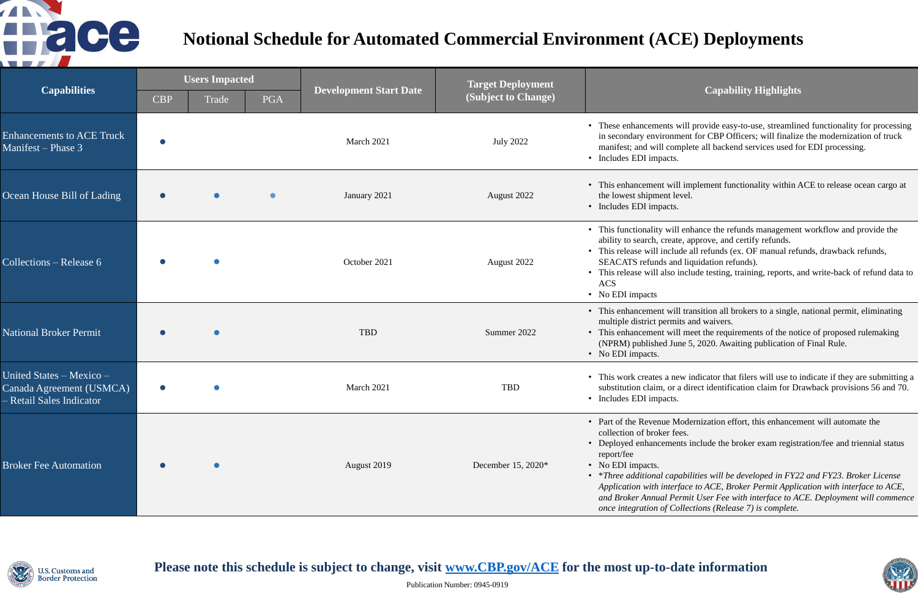# Notional Schedule for Automated Commercial Environment (ACE) Deployments

| Capabilities | Users Impacted | | | Development Start Date | Target Deployment (Subject to Change) | Capability Highlights |
|---|---|---|---|---|---|---|
| | CBP | Trade | PGA | | | |
| Enhancements to ACE Truck Manifest – Phase 3 | • | | | March 2021 | July 2022 | • These enhancements will provide easy-to-use, streamlined functionality for processing in secondary environment for CBP Officers; will finalize the modernization of truck manifest; and will complete all backend services used for EDI processing.<br>• Includes EDI impacts. |
| Ocean House Bill of Lading | • | • | • | January 2021 | August 2022 | • This enhancement will implement functionality within ACE to release ocean cargo at the lowest shipment level.<br>• Includes EDI impacts. |
| Collections – Release 6 | • | • | | October 2021 | August 2022 | • This functionality will enhance the refunds management workflow and provide the ability to search, create, approve, and certify refunds.<br>• This release will include all refunds (ex. OF manual refunds, drawback refunds, SEACATS refunds and liquidation refunds).<br>• This release will also include testing, training, reports, and write-back of refund data to ACS<br>• No EDI impacts |
| National Broker Permit | • | • | | TBD | Summer 2022 | • This enhancement will transition all brokers to a single, national permit, eliminating multiple district permits and waivers.<br>• This enhancement will meet the requirements of the notice of proposed rulemaking (NPRM) published June 5, 2020. Awaiting publication of Final Rule.<br>• No EDI impacts. |
| United States – Mexico – Canada Agreement (USMCA) – Retail Sales Indicator | • | • | | March 2021 | TBD | • This work creates a new indicator that filers will use to indicate if they are submitting a substitution claim, or a direct identification claim for Drawback provisions 56 and 70.<br>• Includes EDI impacts. |
| Broker Fee Automation | • | • | | August 2019 | December 15, 2020* | • Part of the Revenue Modernization effort, this enhancement will automate the collection of broker fees.<br>• Deployed enhancements include the broker exam registration/fee and triennial status report/fee<br>• No EDI impacts.<br>• *\*Three additional capabilities will be developed in FY22 and FY23. Broker License Application with interface to ACE, Broker Permit Application with interface to ACE, and Broker Annual Permit User Fee with interface to ACE. Deployment will commence once integration of Collections (Release 7) is complete.* |

**Please note this schedule is subject to change, visit [www.CBP.gov/ACE](http://www.CBP.gov/ACE) for the most up-to-date information**

Publication Number: 0945-0919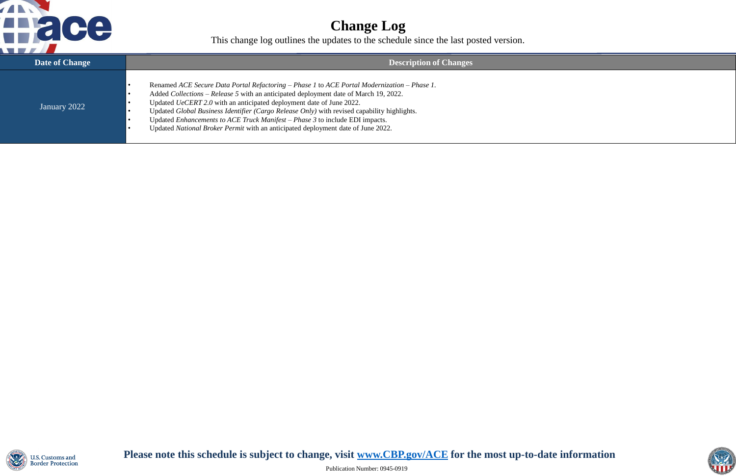# Change Log

This change log outlines the updates to the schedule since the last posted version.

| Date of Change | Description of Changes |
|---|---|
| January 2022 | • Renamed *ACE Secure Data Portal Refactoring – Phase 1* to *ACE Portal Modernization – Phase 1*.<br>• Added *Collections – Release 5* with an anticipated deployment date of March 19, 2022.<br>• Updated *UeCERT 2.0* with an anticipated deployment date of June 2022.<br>• Updated *Global Business Identifier (Cargo Release Only)* with revised capability highlights.<br>• Updated *Enhancements to ACE Truck Manifest – Phase 3* to include EDI impacts.<br>• Updated *National Broker Permit* with an anticipated deployment date of June 2022. |

**Please note this schedule is subject to change, visit [www.CBP.gov/ACE](http://www.CBP.gov/ACE) for the most up-to-date information**

Publication Number: 0945-0919